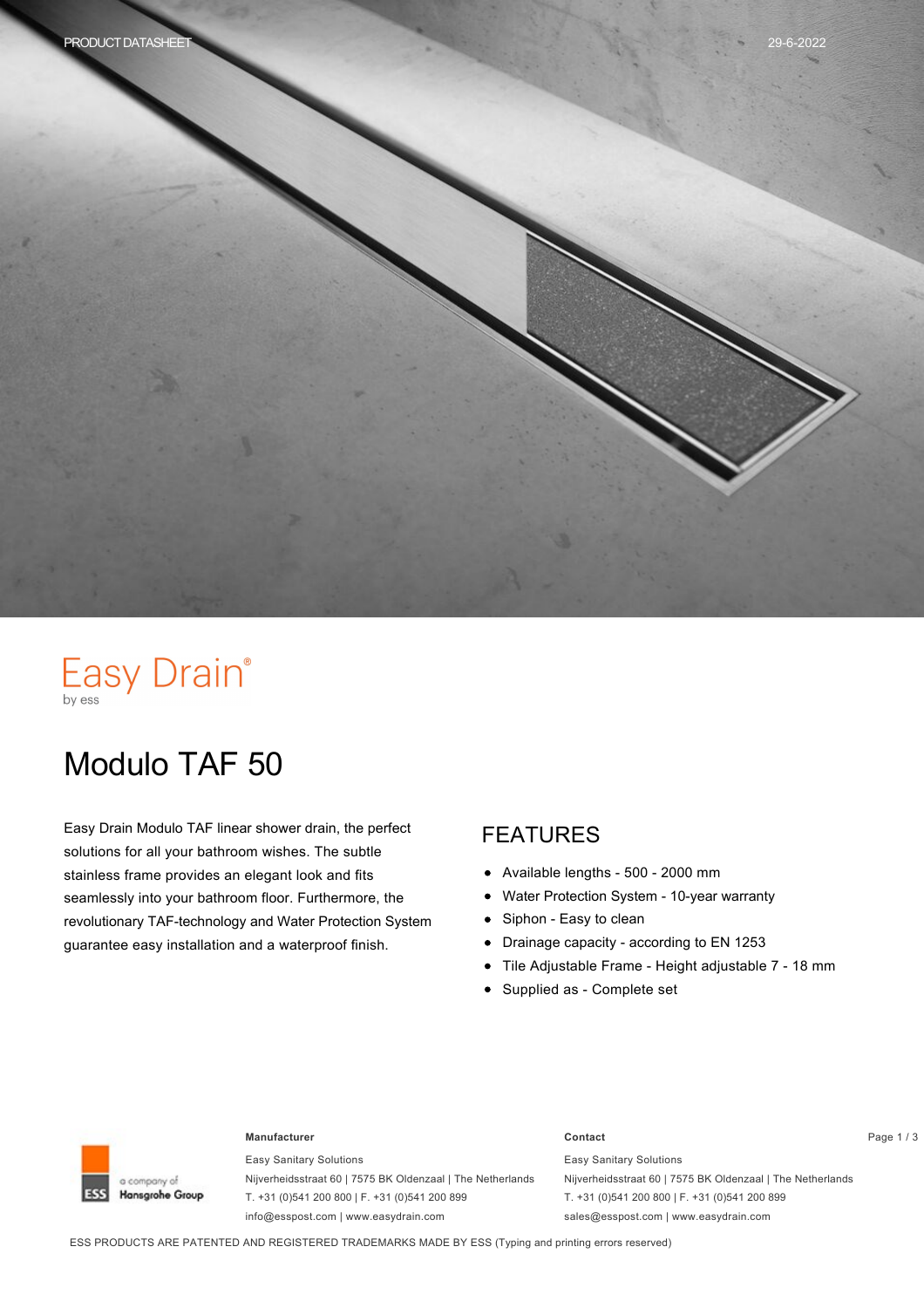Easy Drain®
by ess

# Modulo TAF 50

Easy Drain Modulo TAF linear shower drain, the perfect solutions for all your bathroom wishes. The subtle stainless frame provides an elegant look and fits seamlessly into your bathroom floor. Furthermore, the revolutionary TAF-technology and Water Protection System guarantee easy installation and a waterproof finish.

## FEATURES

- Available lengths - 500 - 2000 mm
- Water Protection System - 10-year warranty
- Siphon - Easy to clean
- Drainage capacity - according to EN 1253
- Tile Adjustable Frame - Height adjustable 7 - 18 mm
- Supplied as - Complete set

**Manufacturer**

Easy Sanitary Solutions
Nijverheidsstraat 60 | 7575 BK Oldenzaal | The Netherlands
T. +31 (0)541 200 800 | F. +31 (0)541 200 899
info@esspost.com | www.easydrain.com

**Contact**

Easy Sanitary Solutions
Nijverheidsstraat 60 | 7575 BK Oldenzaal | The Netherlands
T. +31 (0)541 200 800 | F. +31 (0)541 200 899
sales@esspost.com | www.easydrain.com

ESS PRODUCTS ARE PATENTED AND REGISTERED TRADEMARKS MADE BY ESS (Typing and printing errors reserved)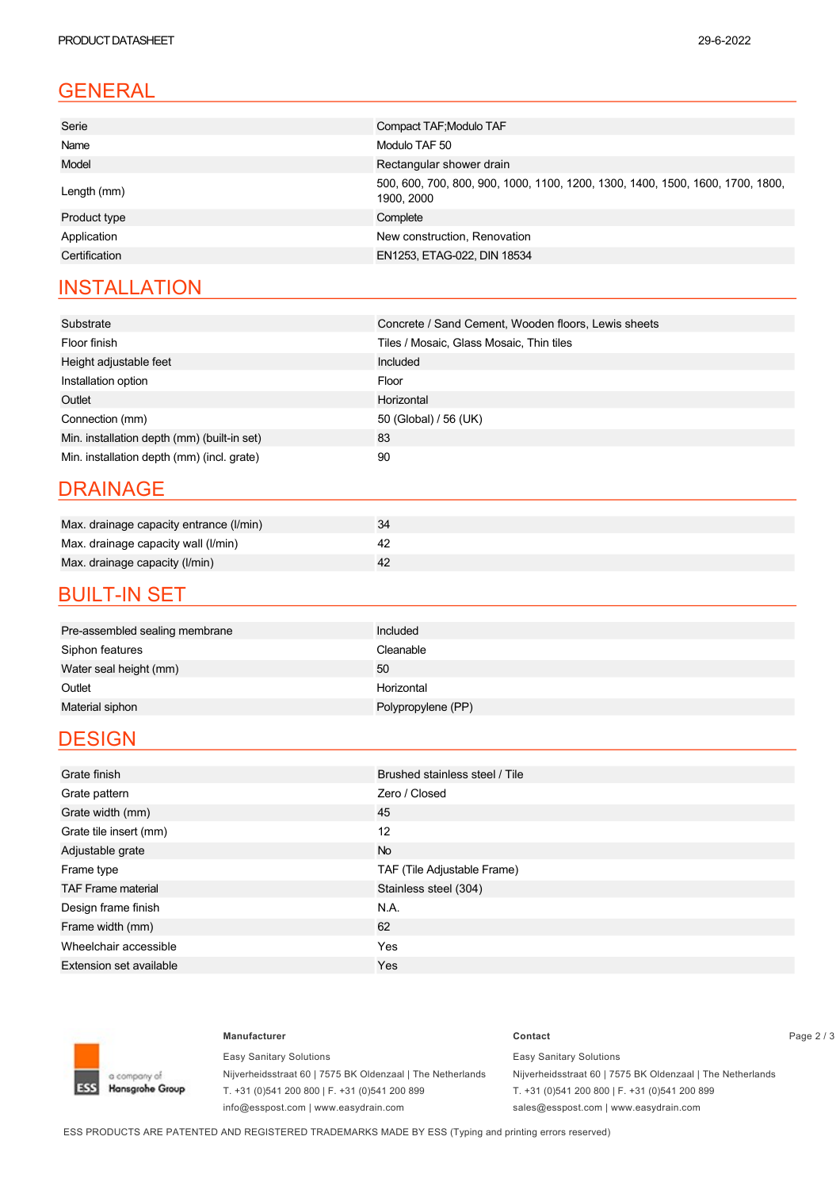## GENERAL

| | |
|---|---|
| Serie | Compact TAF;Modulo TAF |
| Name | Modulo TAF 50 |
| Model | Rectangular shower drain |
| Length (mm) | 500, 600, 700, 800, 900, 1000, 1100, 1200, 1300, 1400, 1500, 1600, 1700, 1800, 1900, 2000 |
| Product type | Complete |
| Application | New construction, Renovation |
| Certification | EN1253, ETAG-022, DIN 18534 |

## INSTALLATION

| | |
|---|---|
| Substrate | Concrete / Sand Cement, Wooden floors, Lewis sheets |
| Floor finish | Tiles / Mosaic, Glass Mosaic, Thin tiles |
| Height adjustable feet | Included |
| Installation option | Floor |
| Outlet | Horizontal |
| Connection (mm) | 50 (Global) / 56 (UK) |
| Min. installation depth (mm) (built-in set) | 83 |
| Min. installation depth (mm) (incl. grate) | 90 |

## DRAINAGE

| | |
|---|---|
| Max. drainage capacity entrance (l/min) | 34 |
| Max. drainage capacity wall (l/min) | 42 |
| Max. drainage capacity (l/min) | 42 |

## BUILT-IN SET

| | |
|---|---|
| Pre-assembled sealing membrane | Included |
| Siphon features | Cleanable |
| Water seal height (mm) | 50 |
| Outlet | Horizontal |
| Material siphon | Polypropylene (PP) |

## DESIGN

| | |
|---|---|
| Grate finish | Brushed stainless steel / Tile |
| Grate pattern | Zero / Closed |
| Grate width (mm) | 45 |
| Grate tile insert (mm) | 12 |
| Adjustable grate | No |
| Frame type | TAF (Tile Adjustable Frame) |
| TAF Frame material | Stainless steel (304) |
| Design frame finish | N.A. |
| Frame width (mm) | 62 |
| Wheelchair accessible | Yes |
| Extension set available | Yes |

**Manufacturer**

Easy Sanitary Solutions
Nijverheidsstraat 60 | 7575 BK Oldenzaal | The Netherlands
T. +31 (0)541 200 800 | F. +31 (0)541 200 899
info@esspost.com | www.easydrain.com

**Contact**

Easy Sanitary Solutions
Nijverheidsstraat 60 | 7575 BK Oldenzaal | The Netherlands
T. +31 (0)541 200 800 | F. +31 (0)541 200 899
sales@esspost.com | www.easydrain.com

ESS PRODUCTS ARE PATENTED AND REGISTERED TRADEMARKS MADE BY ESS (Typing and printing errors reserved)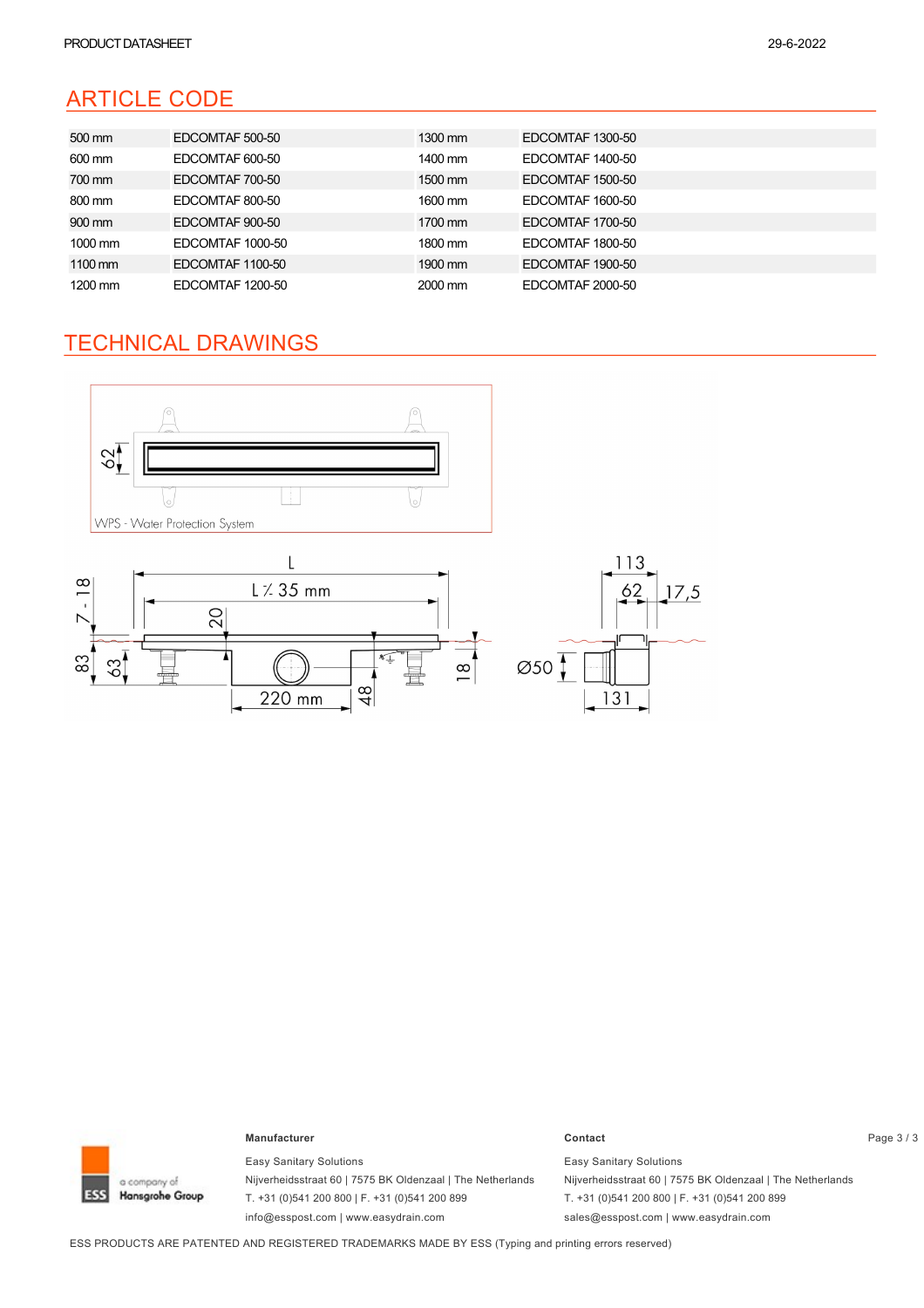## ARTICLE CODE

| | | | |
|---|---|---|---|
| 500 mm | EDCOMTAF 500-50 | 1300 mm | EDCOMTAF 1300-50 |
| 600 mm | EDCOMTAF 600-50 | 1400 mm | EDCOMTAF 1400-50 |
| 700 mm | EDCOMTAF 700-50 | 1500 mm | EDCOMTAF 1500-50 |
| 800 mm | EDCOMTAF 800-50 | 1600 mm | EDCOMTAF 1600-50 |
| 900 mm | EDCOMTAF 900-50 | 1700 mm | EDCOMTAF 1700-50 |
| 1000 mm | EDCOMTAF 1000-50 | 1800 mm | EDCOMTAF 1800-50 |
| 1100 mm | EDCOMTAF 1100-50 | 1900 mm | EDCOMTAF 1900-50 |
| 1200 mm | EDCOMTAF 1200-50 | 2000 mm | EDCOMTAF 2000-50 |

## TECHNICAL DRAWINGS

62

WPS - Water Protection System

L

L ⁄ 35 mm

20

7 - 18

83

63

220 mm

48

18

113

62

17,5

Ø50

131

**Manufacturer**

Easy Sanitary Solutions
Nijverheidsstraat 60 | 7575 BK Oldenzaal | The Netherlands
T. +31 (0)541 200 800 | F. +31 (0)541 200 899
info@esspost.com | www.easydrain.com

**Contact**

Easy Sanitary Solutions
Nijverheidsstraat 60 | 7575 BK Oldenzaal | The Netherlands
T. +31 (0)541 200 800 | F. +31 (0)541 200 899
sales@esspost.com | www.easydrain.com

ESS PRODUCTS ARE PATENTED AND REGISTERED TRADEMARKS MADE BY ESS (Typing and printing errors reserved)